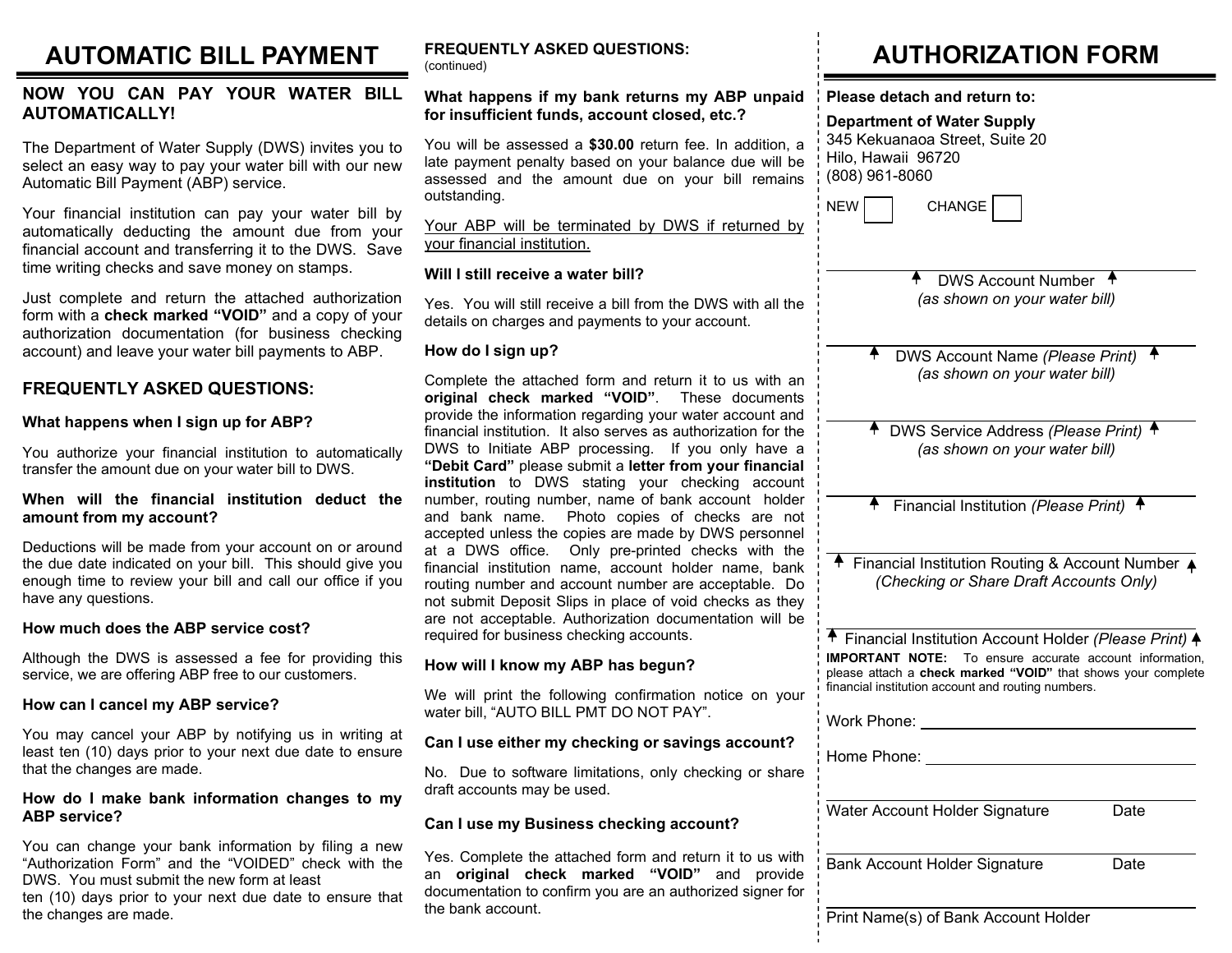# AUTOMATIC BILL PAYMENT

## NOW YOU CAN PAY YOUR WATER BILL AUTOMATICALLY!

The Department of Water Supply (DWS) invites you to select an easy way to pay your water bill with our new Automatic Bill Payment (ABP) service.

Your financial institution can pay your water bill by automatically deducting the amount due from your financial account and transferring it to the DWS. Save time writing checks and save money on stamps.

Just complete and return the attached authorization form with a **check marked "VOID"** and a copy of your authorization documentation (for business checking account) and leave your water bill payments to ABP.

## FREQUENTLY ASKED QUESTIONS:

**What happens when I sign up for ABP?**

You authorize your financial institution to automatically transfer the amount due on your water bill to DWS.

**When will the financial institution deduct the amount from my account?**

Deductions will be made from your account on or around the due date indicated on your bill. This should give you enough time to review your bill and call our office if you have any questions.

**How much does the ABP service cost?**

Although the DWS is assessed a fee for providing this service, we are offering ABP free to our customers.

**How can I cancel my ABP service?**

You may cancel your ABP by notifying us in writing at least ten (10) days prior to your next due date to ensure that the changes are made.

**How do I make bank information changes to my ABP service?**

You can change your bank information by filing a new "Authorization Form" and the "VOIDED" check with the DWS. You must submit the new form at least ten (10) days prior to your next due date to ensure that the changes are made.

## FREQUENTLY ASKED QUESTIONS:
(continued)

**What happens if my bank returns my ABP unpaid for insufficient funds, account closed, etc.?**

You will be assessed a **$30.00** return fee. In addition, a late payment penalty based on your balance due will be assessed and the amount due on your bill remains outstanding.

Your ABP will be terminated by DWS if returned by your financial institution.

**Will I still receive a water bill?**

Yes. You will still receive a bill from the DWS with all the details on charges and payments to your account.

**How do I sign up?**

Complete the attached form and return it to us with an **original check marked "VOID"**. These documents provide the information regarding your water account and financial institution. It also serves as authorization for the DWS to Initiate ABP processing. If you only have a **"Debit Card"** please submit a **letter from your financial institution** to DWS stating your checking account number, routing number, name of bank account holder and bank name. Photo copies of checks are not accepted unless the copies are made by DWS personnel at a DWS office. Only pre-printed checks with the financial institution name, account holder name, bank routing number and account number are acceptable. Do not submit Deposit Slips in place of void checks as they are not acceptable. Authorization documentation will be required for business checking accounts.

**How will I know my ABP has begun?**

We will print the following confirmation notice on your water bill, "AUTO BILL PMT DO NOT PAY".

**Can I use either my checking or savings account?**

No. Due to software limitations, only checking or share draft accounts may be used.

**Can I use my Business checking account?**

Yes. Complete the attached form and return it to us with an **original check marked "VOID"** and provide documentation to confirm you are an authorized signer for the bank account.

# AUTHORIZATION FORM

**Please detach and return to:**

**Department of Water Supply**
345 Kekuanaoa Street, Suite 20
Hilo, Hawaii 96720
(808) 961-8060

NEW ☐ CHANGE ☐

______________________________
DWS Account Number
*(as shown on your water bill)*

______________________________
DWS Account Name *(Please Print)*
*(as shown on your water bill)*

______________________________
DWS Service Address *(Please Print)*
*(as shown on your water bill)*

______________________________
Financial Institution *(Please Print)*

______________________________
Financial Institution Routing & Account Number
*(Checking or Share Draft Accounts Only)*

______________________________
Financial Institution Account Holder *(Please Print)*

**IMPORTANT NOTE:** To ensure accurate account information, please attach a **check marked "VOID"** that shows your complete financial institution account and routing numbers.

Work Phone: ______________________________

Home Phone: ______________________________

______________________________
Water Account Holder Signature Date

______________________________
Bank Account Holder Signature Date

______________________________
Print Name(s) of Bank Account Holder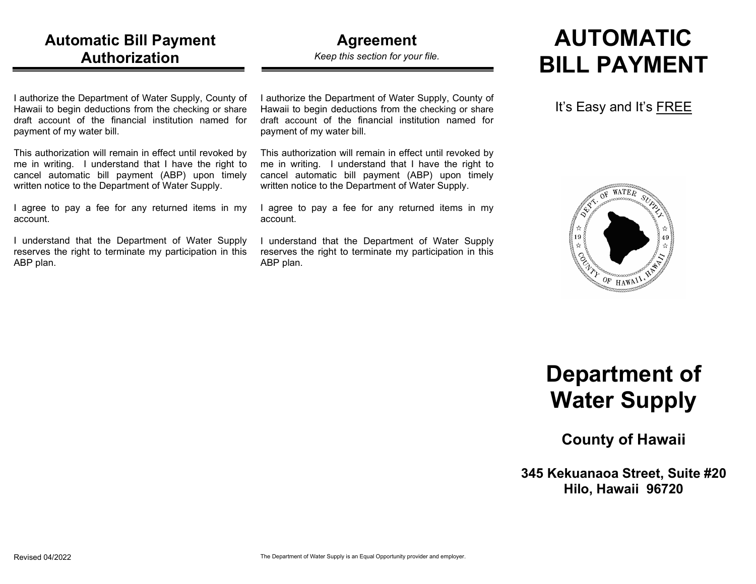## Automatic Bill Payment Authorization

I authorize the Department of Water Supply, County of Hawaii to begin deductions from the checking or share draft account of the financial institution named for payment of my water bill.

This authorization will remain in effect until revoked by me in writing. I understand that I have the right to cancel automatic bill payment (ABP) upon timely written notice to the Department of Water Supply.

I agree to pay a fee for any returned items in my account.

I understand that the Department of Water Supply reserves the right to terminate my participation in this ABP plan.

## Agreement

*Keep this section for your file.*

I authorize the Department of Water Supply, County of Hawaii to begin deductions from the checking or share draft account of the financial institution named for payment of my water bill.

This authorization will remain in effect until revoked by me in writing. I understand that I have the right to cancel automatic bill payment (ABP) upon timely written notice to the Department of Water Supply.

I agree to pay a fee for any returned items in my account.

I understand that the Department of Water Supply reserves the right to terminate my participation in this ABP plan.

# AUTOMATIC BILL PAYMENT

It's Easy and It's FREE

# Department of Water Supply

### County of Hawaii

**345 Kekuanaoa Street, Suite #20**
**Hilo, Hawaii 96720**

Revised 04/2022

The Department of Water Supply is an Equal Opportunity provider and employer.